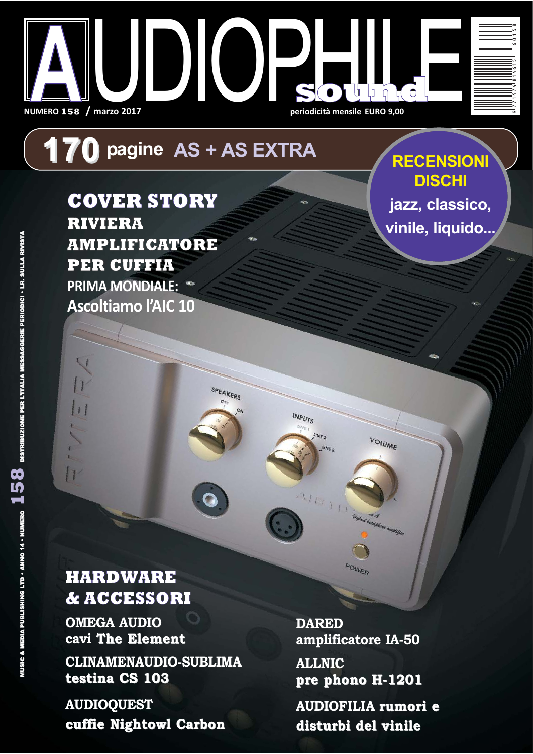# AUDIOPHILE sound

NUMERO 158 / marzo 2017

periodicità mensile EURO 9,00

**170 pagine AS + AS EXTRA**

**RECENSIONI DISCHI**
jazz, classico, vinile, liquido...

## COVER STORY

### RIVIERA AMPLIFICATORE PER CUFFIA

PRIMA MONDIALE:
Ascoltiamo l'AIC 10

## HARDWARE & ACCESSORI

**OMEGA AUDIO**
cavi The Element

**CLINAMENAUDIO-SUBLIMA**
testina CS 103

**AUDIOQUEST**
cuffie Nightowl Carbon

**DARED**
amplificatore IA-50

**ALLNIC**
pre phono H-1201

**AUDIOFILIA** rumori e disturbi del vinile

MUSIC & MEDIA PUBLISHING LTD • ANNO 14 • NUMERO 158 DISTRIBUZIONE PER L'ITALIA MESSAGGERIE PERIODICI • I.R. SULLA RIVISTA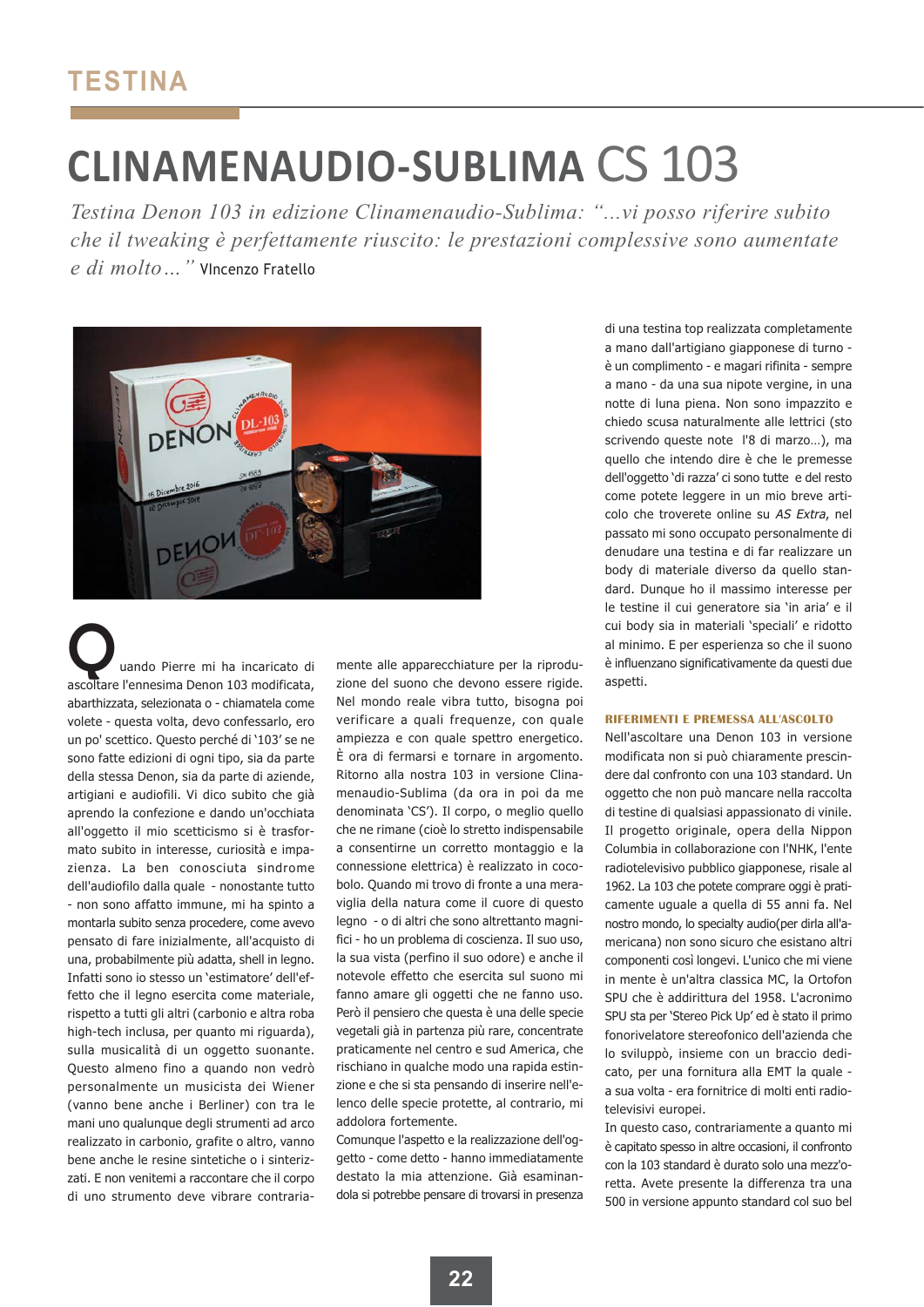TESTINA

# CLINAMENAUDIO-SUBLIMA CS 103

*Testina Denon 103 in edizione Clinamenaudio-Sublima: "...vi posso riferire subito che il tweaking è perfettamente riuscito: le prestazioni complessive sono aumentate e di molto..."* VIncenzo Fratello

Quando Pierre mi ha incaricato di ascoltare l'ennesima Denon 103 modificata, abarthizzata, selezionata o - chiamatela come volete - questa volta, devo confessarlo, ero un po' scettico. Questo perché di '103' se ne sono fatte edizioni di ogni tipo, sia da parte della stessa Denon, sia da parte di aziende, artigiani e audiofili. Vi dico subito che già aprendo la confezione e dando un'occhiata all'oggetto il mio scetticismo si è trasformato subito in interesse, curiosità e impazienza. La ben conosciuta sindrome dell'audiofilo dalla quale - nonostante tutto - non sono affatto immune, mi ha spinto a montarla subito senza procedere, come avevo pensato di fare inizialmente, all'acquisto di una, probabilmente più adatta, shell in legno. Infatti sono io stesso un 'estimatore' dell'effetto che il legno esercita come materiale, rispetto a tutti gli altri (carbonio e altra roba high-tech inclusa, per quanto mi riguarda), sulla musicalità di un oggetto suonante. Questo almeno fino a quando non vedrò personalmente un musicista dei Wiener (vanno bene anche i Berliner) con tra le mani uno qualunque degli strumenti ad arco realizzato in carbonio, grafite o altro, vanno bene anche le resine sintetiche o i sinterizzati. E non venitemi a raccontare che il corpo di uno strumento deve vibrare contrariamente alle apparecchiature per la riproduzione del suono che devono essere rigide. Nel mondo reale vibra tutto, bisogna poi verificare a quali frequenze, con quale ampiezza e con quale spettro energetico. È ora di fermarsi e tornare in argomento. Ritorno alla nostra 103 in versione Clinamenaudio-Sublima (da ora in poi da me denominata 'CS'). Il corpo, o meglio quello che ne rimane (cioè lo stretto indispensabile a consentirne un corretto montaggio e la connessione elettrica) è realizzato in cocobolo. Quando mi trovo di fronte a una meraviglia della natura come il cuore di questo legno - o di altri che sono altrettanto magnifici - ho un problema di coscienza. Il suo uso, la sua vista (perfino il suo odore) e anche il notevole effetto che esercita sul suono mi fanno amare gli oggetti che ne fanno uso. Però il pensiero che questa è una delle specie vegetali già in partenza più rare, concentrate praticamente nel centro e sud America, che rischiano in qualche modo una rapida estinzione e che si sta pensando di inserire nell'elenco delle specie protette, al contrario, mi addolora fortemente.

Comunque l'aspetto e la realizzazione dell'oggetto - come detto - hanno immediatamente destato la mia attenzione. Già esaminandola si potrebbe pensare di trovarsi in presenza di una testina top realizzata completamente a mano dall'artigiano giapponese di turno - è un complimento - e magari rifinita - sempre a mano - da una sua nipote vergine, in una notte di luna piena. Non sono impazzito e chiedo scusa naturalmente alle lettrici (sto scrivendo queste note l'8 di marzo...), ma quello che intendo dire è che le premesse dell'oggetto 'di razza' ci sono tutte e del resto come potete leggere in un mio breve articolo che troverete online su *AS Extra*, nel passato mi sono occupato personalmente di denudare una testina e di far realizzare un body di materiale diverso da quello standard. Dunque ho il massimo interesse per le testine il cui generatore sia 'in aria' e il cui body sia in materiali 'speciali' e ridotto al minimo. E per esperienza so che il suono è influenzano significativamente da questi due aspetti.

### RIFERIMENTI E PREMESSA ALL'ASCOLTO

Nell'ascoltare una Denon 103 in versione modificata non si può chiaramente prescindere dal confronto con una 103 standard. Un oggetto che non può mancare nella raccolta di testine di qualsiasi appassionato di vinile. Il progetto originale, opera della Nippon Columbia in collaborazione con l'NHK, l'ente radiotelevisivo pubblico giapponese, risale al 1962. La 103 che potete comprare oggi è praticamente uguale a quella di 55 anni fa. Nel nostro mondo, lo specialty audio(per dirla all'americana) non sono sicuro che esistano altri componenti così longevi. L'unico che mi viene in mente è un'altra classica MC, la Ortofon SPU che è addirittura del 1958. L'acronimo SPU sta per 'Stereo Pick Up' ed è stato il primo fonorivelatore stereofonico dell'azienda che lo sviluppò, insieme con un braccio dedicato, per una fornitura alla EMT la quale - a sua volta - era fornitrice di molti enti radiotelevisivi europei.

In questo caso, contrariamente a quanto mi è capitato spesso in altre occasioni, il confronto con la 103 standard è durato solo una mezz'oretta. Avete presente la differenza tra una 500 in versione appunto standard col suo bel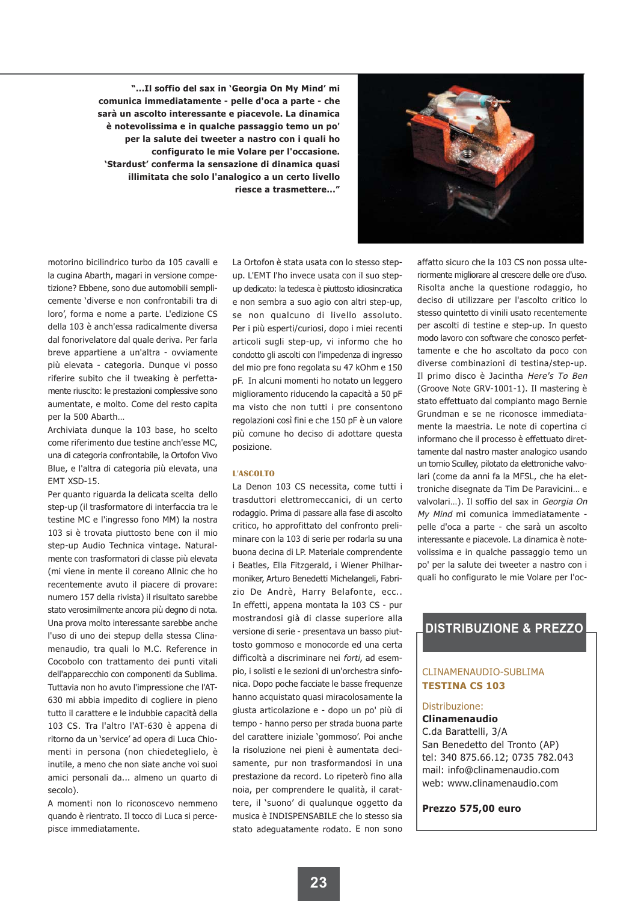**"...Il soffio del sax in 'Georgia On My Mind' mi comunica immediatamente - pelle d'oca a parte - che sarà un ascolto interessante e piacevole. La dinamica è notevolissima e in qualche passaggio temo un po' per la salute dei tweeter a nastro con i quali ho configurato le mie Volare per l'occasione. 'Stardust' conferma la sensazione di dinamica quasi illimitata che solo l'analogico a un certo livello riesce a trasmettere..."**

motorino bicilindrico turbo da 105 cavalli e la cugina Abarth, magari in versione competizione? Ebbene, sono due automobili semplicemente 'diverse e non confrontabili tra di loro', forma e nome a parte. L'edizione CS della 103 è anch'essa radicalmente diversa dal fonorivelatore dal quale deriva. Per farla breve appartiene a un'altra - ovviamente più elevata - categoria. Dunque vi posso riferire subito che il tweaking è perfettamente riuscito: le prestazioni complessive sono aumentate, e molto. Come del resto capita per la 500 Abarth...

Archiviata dunque la 103 base, ho scelto come riferimento due testine anch'esse MC, una di categoria confrontabile, la Ortofon Vivo Blue, e l'altra di categoria più elevata, una EMT XSD-15.

Per quanto riguarda la delicata scelta dello step-up (il trasformatore di interfaccia tra le testine MC e l'ingresso fono MM) la nostra 103 si è trovata piuttosto bene con il mio step-up Audio Technica vintage. Naturalmente con trasformatori di classe più elevata (mi viene in mente il coreano Allnic che ho recentemente avuto il piacere di provare: numero 157 della rivista) il risultato sarebbe stato verosimilmente ancora più degno di nota. Una prova molto interessante sarebbe anche l'uso di uno dei stepup della stessa Clinamenaudio, tra quali lo M.C. Reference in Cocobolo con trattamento dei punti vitali dell'apparecchio con componenti da Sublima. Tuttavia non ho avuto l'impressione che l'AT-630 mi abbia impedito di cogliere in pieno tutto il carattere e le indubbie capacità della 103 CS. Tra l'altro l'AT-630 è appena di ritorno da un 'service' ad opera di Luca Chiomenti in persona (non chiedeteglielo, è inutile, a meno che non siate anche voi suoi amici personali da... almeno un quarto di secolo).

A momenti non lo riconoscevo nemmeno quando è rientrato. Il tocco di Luca si percepisce immediatamente.

La Ortofon è stata usata con lo stesso step-up. L'EMT l'ho invece usata con il suo step-up dedicato: la tedesca è piuttosto idiosincratica e non sembra a suo agio con altri step-up, se non qualcuno di livello assoluto. Per i più esperti/curiosi, dopo i miei recenti articoli sugli step-up, vi informo che ho condotto gli ascolti con l'impedenza di ingresso del mio pre fono regolata su 47 kOhm e 150 pF. In alcuni momenti ho notato un leggero miglioramento riducendo la capacità a 50 pF ma visto che non tutti i pre consentono regolazioni così fini e che 150 pF è un valore più comune ho deciso di adottare questa posizione.

### L'ASCOLTO

La Denon 103 CS necessita, come tutti i trasduttori elettromeccanici, di un certo rodaggio. Prima di passare alla fase di ascolto critico, ho approfittato del confronto preliminare con la 103 di serie per rodarla su una buona decina di LP. Materiale comprendente i Beatles, Ella Fitzgerald, i Wiener Philharmoniker, Arturo Benedetti Michelangeli, Fabrizio De Andrè, Harry Belafonte, ecc..

In effetti, appena montata la 103 CS - pur mostrandosi già di classe superiore alla versione di serie - presentava un basso piuttosto gommoso e monocorde ed una certa difficoltà a discriminare nei *forti*, ad esempio, i solisti e le sezioni di un'orchestra sinfonica. Dopo poche facciate le basse frequenze hanno acquistato quasi miracolosamente la giusta articolazione e - dopo un po' più di tempo - hanno perso per strada buona parte del carattere iniziale 'gommoso'. Poi anche la risoluzione nei pieni è aumentata decisamente, pur non trasformandosi in una prestazione da record. Lo ripeterò fino alla noia, per comprendere le qualità, il carattere, il 'suono' di qualunque oggetto da musica è INDISPENSABILE che lo stesso sia stato adeguatamente rodato. E non sono affatto sicuro che la 103 CS non possa ulteriormente migliorare al crescere delle ore d'uso.

Risolta anche la questione rodaggio, ho deciso di utilizzare per l'ascolto critico lo stesso quintetto di vinili usato recentemente per ascolti di testine e step-up. In questo modo lavoro con software che conosco perfettamente e che ho ascoltato da poco con diverse combinazioni di testina/step-up.

Il primo disco è Jacintha *Here's To Ben* (Groove Note GRV-1001-1). Il mastering è stato effettuato dal compianto mago Bernie Grundman e se ne riconosce immediatamente la maestria. Le note di copertina ci informano che il processo è effettuato direttamente dal nastro master analogico usando un tornio Sculley, pilotato da elettroniche valvolari (come da anni fa la MFSL, che ha elettroniche disegnate da Tim De Paravicini... e valvolari...). Il soffio del sax in *Georgia On My Mind* mi comunica immediatamente - pelle d'oca a parte - che sarà un ascolto interessante e piacevole. La dinamica è notevolissima e in qualche passaggio temo un po' per la salute dei tweeter a nastro con i quali ho configurato le mie Volare per l'oc-

## DISTRIBUZIONE & PREZZO

CLINAMENAUDIO-SUBLIMA
**TESTINA CS 103**

Distribuzione:
**Clinamenaudio**
C.da Barattelli, 3/A
San Benedetto del Tronto (AP)
tel: 340 875.66.12; 0735 782.043
mail: info@clinamenaudio.com
web: www.clinamenaudio.com

**Prezzo 575,00 euro**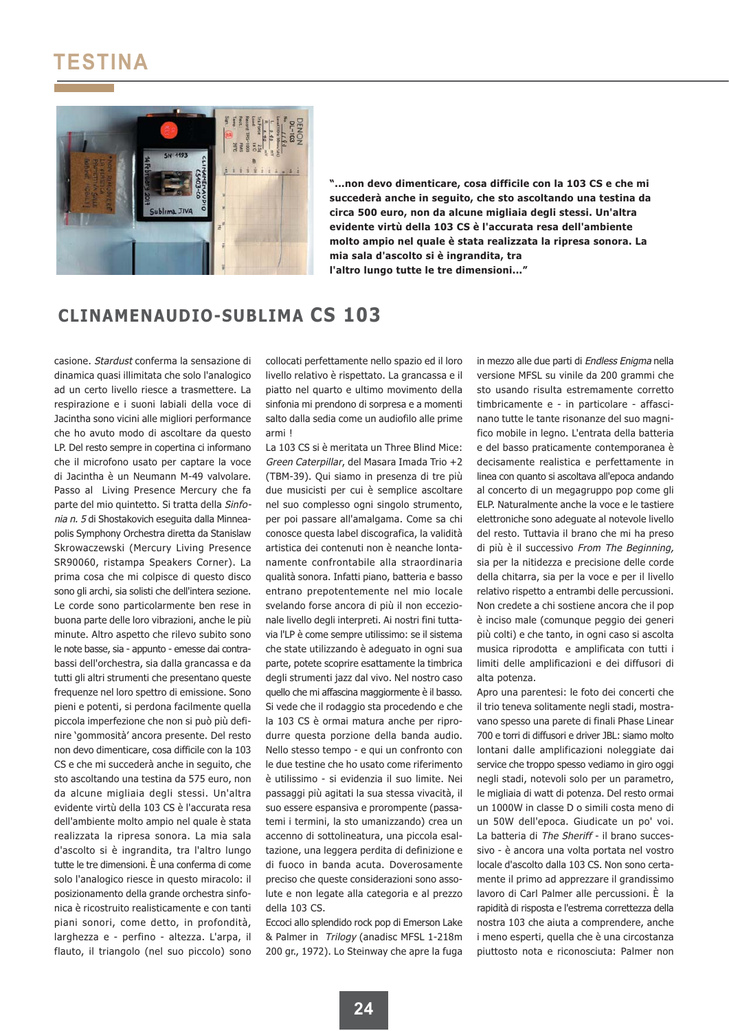# TESTINA

"...non devo dimenticare, cosa difficile con la 103 CS e che mi succederà anche in seguito, che sto ascoltando una testina da circa 500 euro, non da alcune migliaia degli stessi. Un'altra evidente virtù della 103 CS è l'accurata resa dell'ambiente molto ampio nel quale è stata realizzata la ripresa sonora. La mia sala d'ascolto si è ingrandita, tra l'altro lungo tutte le tre dimensioni..."

## CLINAMENAUDIO-SUBLIMA CS 103

casione. *Stardust* conferma la sensazione di dinamica quasi illimitata che solo l'analogico ad un certo livello riesce a trasmettere. La respirazione e i suoni labiali della voce di Jacintha sono vicini alle migliori performance che ho avuto modo di ascoltare da questo LP. Del resto sempre in copertina ci informano che il microfono usato per captare la voce di Jacintha è un Neumann M-49 valvolare. Passo al Living Presence Mercury che fa parte del mio quintetto. Si tratta della *Sinfonia n. 5* di Shostakovich eseguita dalla Minneapolis Symphony Orchestra diretta da Stanislaw Skrowaczewski (Mercury Living Presence SR90060, ristampa Speakers Corner). La prima cosa che mi colpisce di questo disco sono gli archi, sia solisti che dell'intera sezione. Le corde sono particolarmente ben rese in buona parte delle loro vibrazioni, anche le più minute. Altro aspetto che rilevo subito sono le note basse, sia - appunto - emesse dai contrabbassi dell'orchestra, sia dalla grancassa e da tutti gli altri strumenti che presentano queste frequenze nel loro spettro di emissione. Sono pieni e potenti, si perdona facilmente quella piccola imperfezione che non si può più definire 'gommosità' ancora presente. Del resto non devo dimenticare, cosa difficile con la 103 CS e che mi succederà anche in seguito, che sto ascoltando una testina da 575 euro, non da alcune migliaia degli stessi. Un'altra evidente virtù della 103 CS è l'accurata resa dell'ambiente molto ampio nel quale è stata realizzata la ripresa sonora. La mia sala d'ascolto si è ingrandita, tra l'altro lungo tutte le tre dimensioni. È una conferma di come solo l'analogico riesce in questo miracolo: il posizionamento della grande orchestra sinfonica è ricostruito realisticamente e con tanti piani sonori, come detto, in profondità, larghezza e - perfino - altezza. L'arpa, il flauto, il triangolo (nel suo piccolo) sono collocati perfettamente nello spazio ed il loro livello relativo è rispettato. La grancassa e il piatto nel quarto e ultimo movimento della sinfonia mi prendono di sorpresa e a momenti salto dalla sedia come un audiofilo alle prime armi !

La 103 CS si è meritata un Three Blind Mice: *Green Caterpillar*, del Masara Imada Trio +2 (TBM-39). Qui siamo in presenza di tre più due musicisti per cui è semplice ascoltare nel suo complesso ogni singolo strumento, per poi passare all'amalgama. Come sa chi conosce questa label discografica, la validità artistica dei contenuti non è neanche lontanamente confrontabile alla straordinaria qualità sonora. Infatti piano, batteria e basso entrano prepotentemente nel mio locale svelando forse ancora di più il non eccezionale livello degli interpreti. Ai nostri fini tuttavia l'LP è come sempre utilissimo: se il sistema che state utilizzando è adeguato in ogni sua parte, potete scoprire esattamente la timbrica degli strumenti jazz dal vivo. Nel nostro caso quello che mi affascina maggiormente è il basso. Si vede che il rodaggio sta procedendo e che la 103 CS è ormai matura anche per riprodurre questa porzione della banda audio. Nello stesso tempo - e qui un confronto con le due testine che ho usato come riferimento è utilissimo - si evidenzia il suo limite. Nei passaggi più agitati la sua stessa vivacità, il suo essere espansiva e prorompente (passatemi i termini, la sto umanizzando) crea un accenno di sottolineatura, una piccola esaltazione, una leggera perdita di definizione e di fuoco in banda acuta. Doverosamente preciso che queste considerazioni sono assolute e non legate alla categoria e al prezzo della 103 CS.

Eccoci allo splendido rock pop di Emerson Lake & Palmer in *Trilogy* (anadisc MFSL 1-218m 200 gr., 1972). Lo Steinway che apre la fuga in mezzo alle due parti di *Endless Enigma* nella versione MFSL su vinile da 200 grammi che sto usando risulta estremamente corretto timbricamente e - in particolare - affascinano tutte le tante risonanze del suo magnifico mobile in legno. L'entrata della batteria e del basso praticamente contemporanea è decisamente realistica e perfettamente in linea con quanto si ascoltava all'epoca andando al concerto di un megagruppo pop come gli ELP. Naturalmente anche la voce e le tastiere elettroniche sono adeguate al notevole livello del resto. Tuttavia il brano che mi ha preso di più è il successivo *From The Beginning,* sia per la nitidezza e precisione delle corde della chitarra, sia per la voce e per il livello relativo rispetto a entrambi delle percussioni. Non credete a chi sostiene ancora che il pop è inciso male (comunque peggio dei generi più colti) e che tanto, in ogni caso si ascolta musica riprodotta e amplificata con tutti i limiti delle amplificazioni e dei diffusori di alta potenza.

Apro una parentesi: le foto dei concerti che il trio teneva solitamente negli stadi, mostravano spesso una parete di finali Phase Linear 700 e torri di diffusori e driver JBL: siamo molto lontani dalle amplificazioni noleggiate dai service che troppo spesso vediamo in giro oggi negli stadi, notevoli solo per un parametro, le migliaia di watt di potenza. Del resto ormai un 1000W in classe D o simili costa meno di un 50W dell'epoca. Giudicate un po' voi. La batteria di *The Sheriff* - il brano successivo - è ancora una volta portata nel vostro locale d'ascolto dalla 103 CS. Non sono certamente il primo ad apprezzare il grandissimo lavoro di Carl Palmer alle percussioni. È la rapidità di risposta e l'estrema correttezza della nostra 103 che aiuta a comprendere, anche i meno esperti, quella che è una circostanza piuttosto nota e riconosciuta: Palmer non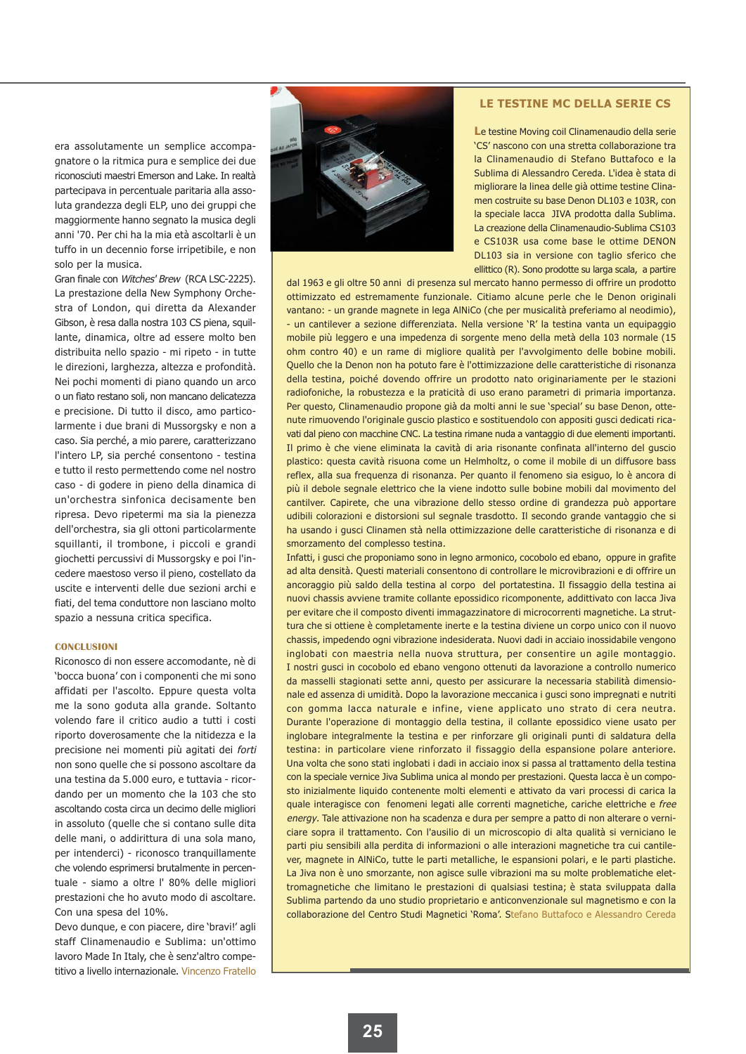era assolutamente un semplice accompagnatore o la ritmica pura e semplice dei due riconosciuti maestri Emerson and Lake. In realtà partecipava in percentuale paritaria alla assoluta grandezza degli ELP, uno dei gruppi che maggiormente hanno segnato la musica degli anni '70. Per chi ha la mia età ascoltarli è un tuffo in un decennio forse irripetibile, e non solo per la musica.

Gran finale con *Witches' Brew* (RCA LSC-2225). La prestazione della New Symphony Orchestra of London, qui diretta da Alexander Gibson, è resa dalla nostra 103 CS piena, squillante, dinamica, oltre ad essere molto ben distribuita nello spazio - mi ripeto - in tutte le direzioni, larghezza, altezza e profondità. Nei pochi momenti di piano quando un arco o un fiato restano soli, non mancano delicatezza e precisione. Di tutto il disco, amo particolarmente i due brani di Mussorgsky e non a caso. Sia perché, a mio parere, caratterizzano l'intero LP, sia perché consentono - testina e tutto il resto permettendo come nel nostro caso - di godere in pieno della dinamica di un'orchestra sinfonica decisamente ben ripresa. Devo ripetermi ma sia la pienezza dell'orchestra, sia gli ottoni particolarmente squillanti, il trombone, i piccoli e grandi giochetti percussivi di Mussorgsky e poi l'incedere maestoso verso il pieno, costellato da uscite e interventi delle due sezioni archi e fiati, del tema conduttore non lasciano molto spazio a nessuna critica specifica.

### CONCLUSIONI

Riconosco di non essere accomodante, nè di 'bocca buona' con i componenti che mi sono affidati per l'ascolto. Eppure questa volta me la sono goduta alla grande. Soltanto volendo fare il critico audio a tutti i costi riporto doverosamente che la nitidezza e la precisione nei momenti più agitati dei *forti* non sono quelle che si possono ascoltare da una testina da 5.000 euro, e tuttavia - ricordando per un momento che la 103 che sto ascoltando costa circa un decimo delle migliori in assoluto (quelle che si contano sulle dita delle mani, o addirittura di una sola mano, per intenderci) - riconosco tranquillamente che volendo esprimersi brutalmente in percentuale - siamo a oltre l' 80% delle migliori prestazioni che ho avuto modo di ascoltare. Con una spesa del 10%.

Devo dunque, e con piacere, dire 'bravi!' agli staff Clinamenaudio e Sublima: un'ottimo lavoro Made In Italy, che è senz'altro competitivo a livello internazionale. Vincenzo Fratello

## LE TESTINE MC DELLA SERIE CS

Le testine Moving coil Clinamenaudio della serie 'CS' nascono con una stretta collaborazione tra la Clinamenaudio di Stefano Buttafoco e la Sublima di Alessandro Cereda. L'idea è stata di migliorare la linea delle già ottime testine Clinamen costruite su base Denon DL103 e 103R, con la speciale lacca JIVA prodotta dalla Sublima. La creazione della Clinamenaudio-Sublima CS103 e CS103R usa come base le ottime DENON DL103 sia in versione con taglio sferico che ellittico (R). Sono prodotte su larga scala, a partire dal 1963 e gli oltre 50 anni di presenza sul mercato hanno permesso di offrire un prodotto ottimizzato ed estremamente funzionale. Citiamo alcune perle che le Denon originali vantano: - un grande magnete in lega AlNiCo (che per musicalità preferiamo al neodimio), - un cantilever a sezione differenziata. Nella versione 'R' la testina vanta un equipaggio mobile più leggero e una impedenza di sorgente meno della metà della 103 normale (15 ohm contro 40) e un rame di migliore qualità per l'avvolgimento delle bobine mobili. Quello che la Denon non ha potuto fare è l'ottimizzazione delle caratteristiche di risonanza della testina, poiché dovendo offrire un prodotto nato originariamente per le stazioni radiofoniche, la robustezza e la praticità di uso erano parametri di primaria importanza. Per questo, Clinamenaudio propone già da molti anni le sue 'special' su base Denon, ottenute rimuovendo l'originale guscio plastico e sostituendolo con appositi gusci dedicati ricavati dal pieno con macchine CNC. La testina rimane nuda a vantaggio di due elementi importanti. Il primo è che viene eliminata la cavità di aria risonante confinata all'interno del guscio plastico: questa cavità risuona come un Helmholtz, o come il mobile di un diffusore bass reflex, alla sua frequenza di risonanza. Per quanto il fenomeno sia esiguo, lo è ancora di più il debole segnale elettrico che la viene indotto sulle bobine mobili dal movimento del cantilver. Capirete, che una vibrazione dello stesso ordine di grandezza può apportare udibili colorazioni e distorsioni sul segnale trasdotto. Il secondo grande vantaggio che si ha usando i gusci Clinamen stà nella ottimizzazione delle caratteristiche di risonanza e di smorzamento del complesso testina.

Infatti, i gusci che proponiamo sono in legno armonico, cocobolo ed ebano, oppure in grafite ad alta densità. Questi materiali consentono di controllare le microvibrazioni e di offrire un ancoraggio più saldo della testina al corpo del portatestina. Il fissaggio della testina ai nuovi chassis avviene tramite collante epossidico ricomponente, addittivato con lacca Jiva per evitare che il composto diventi immagazzinatore di microcorrenti magnetiche. La struttura che si ottiene è completamente inerte e la testina diviene un corpo unico con il nuovo chassis, impedendo ogni vibrazione indesiderata. Nuovi dadi in acciaio inossidabile vengono inglobati con maestria nella nuova struttura, per consentire un agile montaggio. I nostri gusci in cocobolo ed ebano vengono ottenuti da lavorazione a controllo numerico da masselli stagionati sette anni, questo per assicurare la necessaria stabilità dimensionale ed assenza di umidità. Dopo la lavorazione meccanica i gusci sono impregnati e nutriti con gomma lacca naturale e infine, viene applicato uno strato di cera neutra. Durante l'operazione di montaggio della testina, il collante epossidico viene usato per inglobare integralmente la testina e per rinforzare gli originali punti di saldatura della testina: in particolare viene rinforzato il fissaggio della espansione polare anteriore. Una volta che sono stati inglobati i dadi in acciaio inox si passa al trattamento della testina con la speciale vernice Jiva Sublima unica al mondo per prestazioni. Questa lacca è un composto inizialmente liquido contenente molti elementi e attivato da vari processi di carica la quale interagisce con fenomeni legati alle correnti magnetiche, cariche elettriche e *free energy.* Tale attivazione non ha scadenza e dura per sempre a patto di non alterare o verniciare sopra il trattamento. Con l'ausilio di un microscopio di alta qualità si verniciano le parti piu sensibili alla perdita di informazioni o alle interazioni magnetiche tra cui cantilever, magnete in AlNiCo, tutte le parti metalliche, le espansioni polari, e le parti plastiche. La Jiva non è uno smorzante, non agisce sulle vibrazioni ma su molte problematiche elettromagnetiche che limitano le prestazioni di qualsiasi testina; è stata sviluppata dalla Sublima partendo da uno studio proprietario e anticonvenzionale sul magnetismo e con la collaborazione del Centro Studi Magnetici 'Roma'. Stefano Buttafoco e Alessandro Cereda